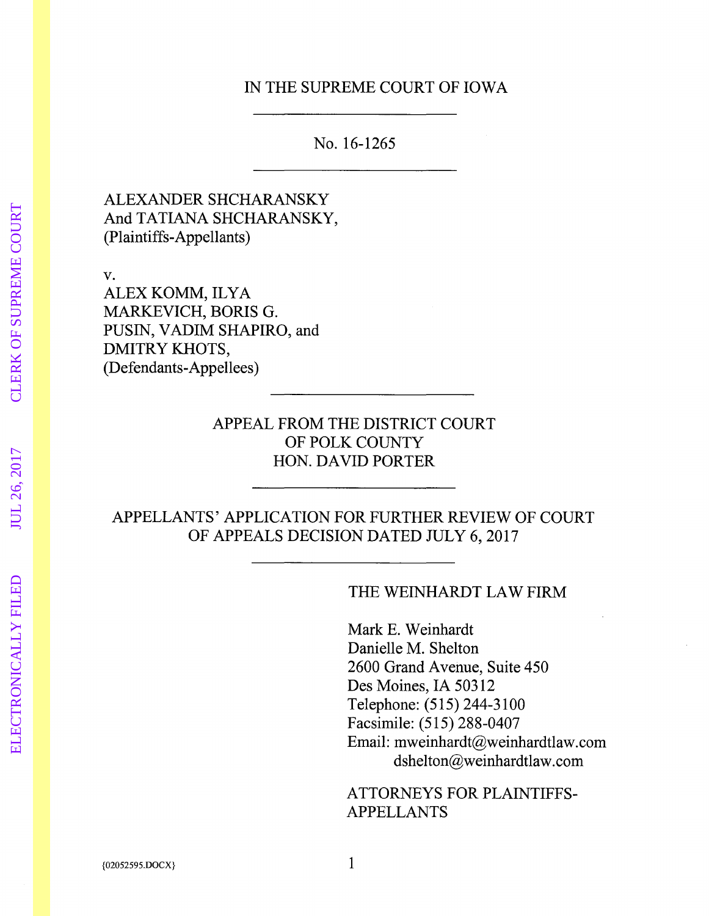IN THE SUPREME COURT OF IOWA

No. 16-1265

ALEXANDER SHCHARANSKY
And TATIANA SHCHARANSKY,
(Plaintiffs-Appellants)

v.
ALEX KOMM, ILYA
MARKEVICH, BORIS G.
PUSIN, VADIM SHAPIRO, and
DMITRY KHOTS,
(Defendants-Appellees)

APPEAL FROM THE DISTRICT COURT
OF POLK COUNTY
HON. DAVID PORTER

APPELLANTS' APPLICATION FOR FURTHER REVIEW OF COURT OF APPEALS DECISION DATED JULY 6, 2017

THE WEINHARDT LAW FIRM

Mark E. Weinhardt
Danielle M. Shelton
2600 Grand Avenue, Suite 450
Des Moines, IA 50312
Telephone: (515) 244-3100
Facsimile: (515) 288-0407
Email: mweinhardt@weinhardtlaw.com
dshelton@weinhardtlaw.com

ATTORNEYS FOR PLAINTIFFS-APPELLANTS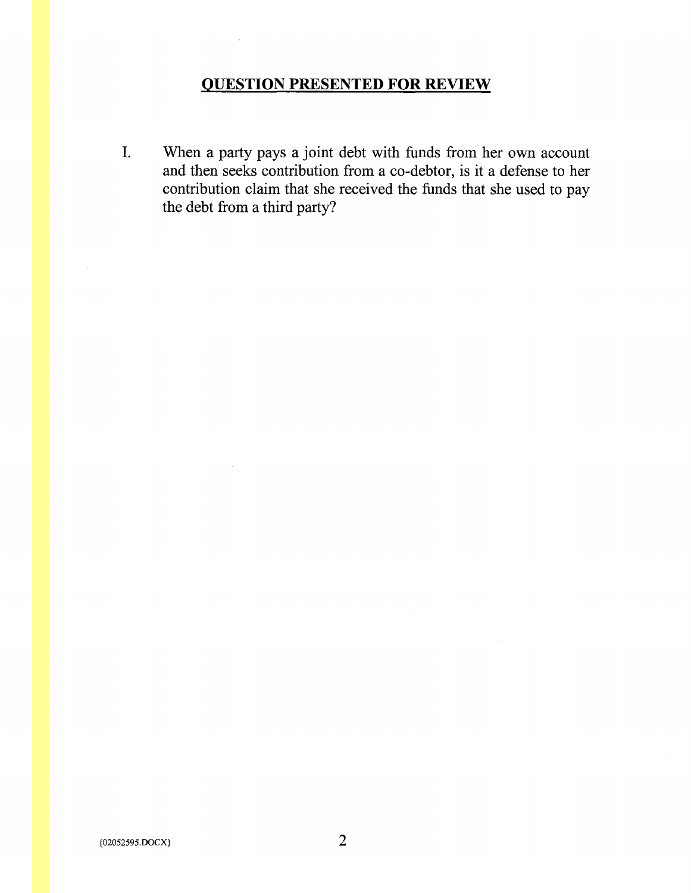## QUESTION PRESENTED FOR REVIEW

I. When a party pays a joint debt with funds from her own account and then seeks contribution from a co-debtor, is it a defense to her contribution claim that she received the funds that she used to pay the debt from a third party?

{02052595.DOCX}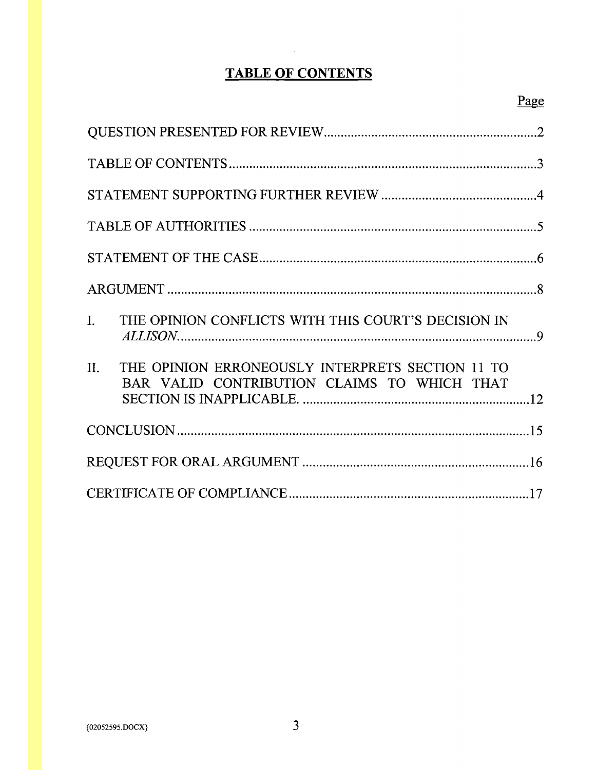# TABLE OF CONTENTS

Page

QUESTION PRESENTED FOR REVIEW ... 2

TABLE OF CONTENTS ... 3

STATEMENT SUPPORTING FURTHER REVIEW ... 4

TABLE OF AUTHORITIES ... 5

STATEMENT OF THE CASE ... 6

ARGUMENT ... 8

I. THE OPINION CONFLICTS WITH THIS COURT'S DECISION IN *ALLISON* ... 9

II. THE OPINION ERRONEOUSLY INTERPRETS SECTION 11 TO BAR VALID CONTRIBUTION CLAIMS TO WHICH THAT SECTION IS INAPPLICABLE. ... 12

CONCLUSION ... 15

REQUEST FOR ORAL ARGUMENT ... 16

CERTIFICATE OF COMPLIANCE ... 17

{02052595.DOCX}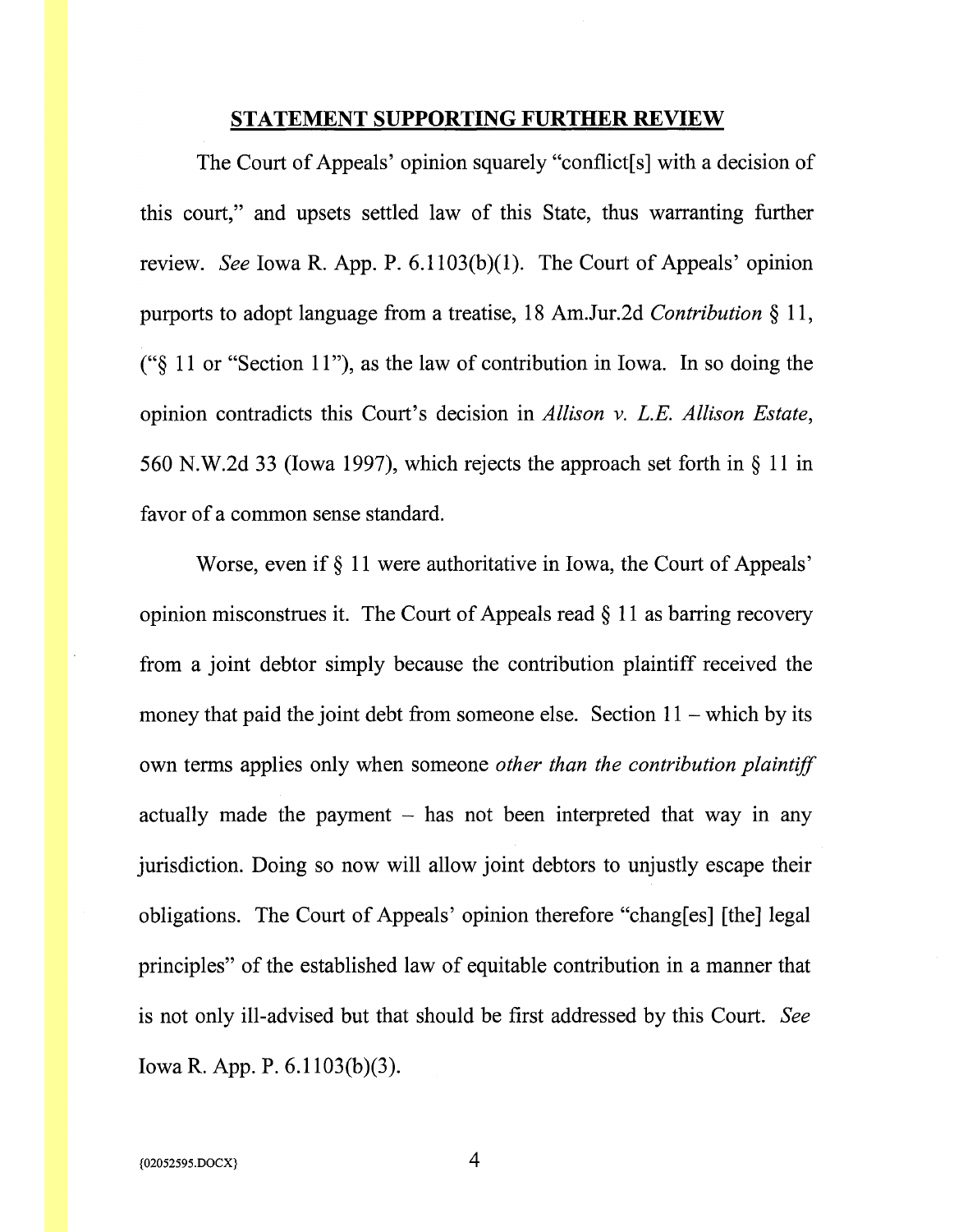## STATEMENT SUPPORTING FURTHER REVIEW

The Court of Appeals' opinion squarely "conflict[s] with a decision of this court," and upsets settled law of this State, thus warranting further review. *See* Iowa R. App. P. 6.1103(b)(1). The Court of Appeals' opinion purports to adopt language from a treatise, 18 Am.Jur.2d *Contribution* § 11, ("§ 11 or "Section 11"), as the law of contribution in Iowa. In so doing the opinion contradicts this Court's decision in *Allison v. L.E. Allison Estate*, 560 N.W.2d 33 (Iowa 1997), which rejects the approach set forth in § 11 in favor of a common sense standard.

Worse, even if § 11 were authoritative in Iowa, the Court of Appeals' opinion misconstrues it. The Court of Appeals read § 11 as barring recovery from a joint debtor simply because the contribution plaintiff received the money that paid the joint debt from someone else. Section 11 – which by its own terms applies only when someone *other than the contribution plaintiff* actually made the payment – has not been interpreted that way in any jurisdiction. Doing so now will allow joint debtors to unjustly escape their obligations. The Court of Appeals' opinion therefore "chang[es] [the] legal principles" of the established law of equitable contribution in a manner that is not only ill-advised but that should be first addressed by this Court. *See* Iowa R. App. P. 6.1103(b)(3).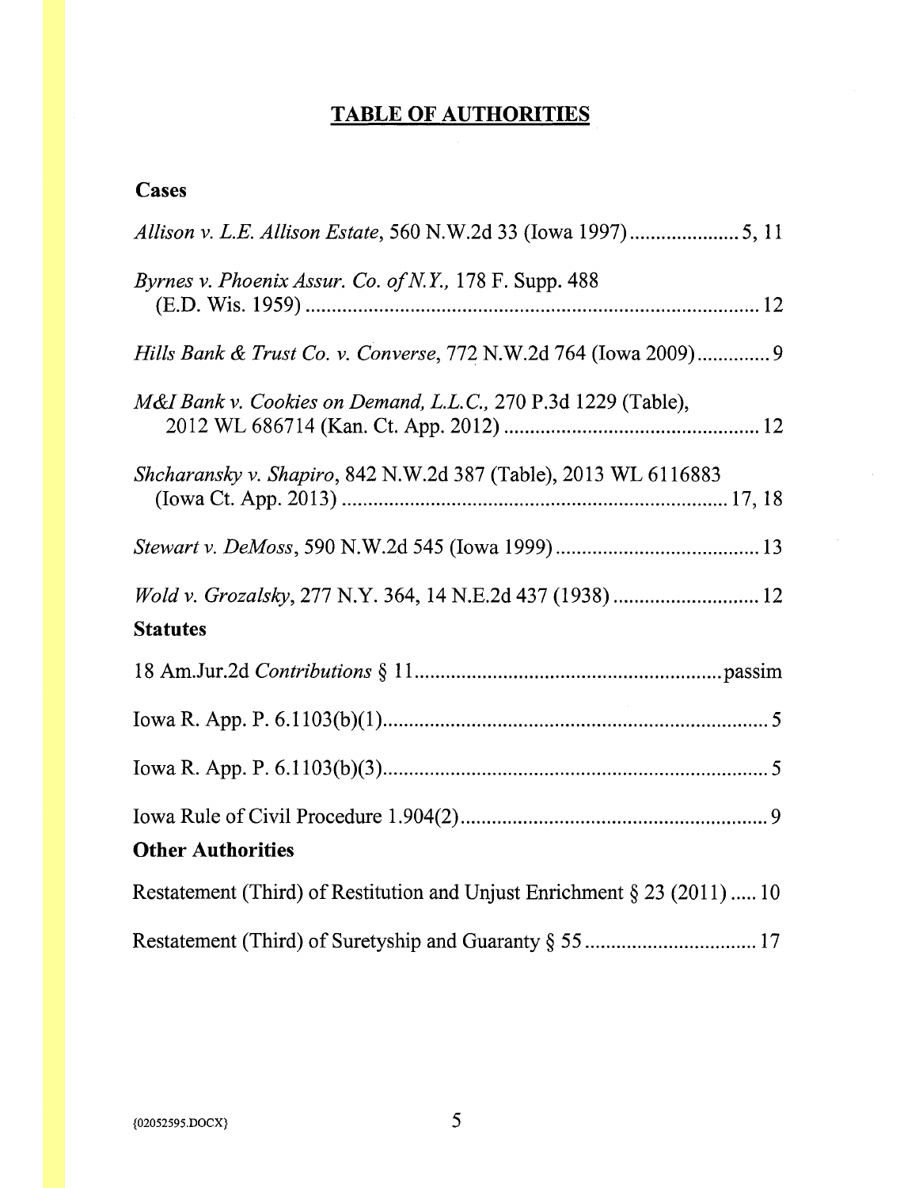# TABLE OF AUTHORITIES

## Cases

*Allison v. L.E. Allison Estate*, 560 N.W.2d 33 (Iowa 1997) ..................... 5, 11

*Byrnes v. Phoenix Assur. Co. of N.Y.*, 178 F. Supp. 488 (E.D. Wis. 1959) ........................................................................................ 12

*Hills Bank & Trust Co. v. Converse*, 772 N.W.2d 764 (Iowa 2009) ............. 9

*M&I Bank v. Cookies on Demand, L.L.C.*, 270 P.3d 1229 (Table), 2012 WL 686714 (Kan. Ct. App. 2012) ................................................ 12

*Shcharansky v. Shapiro*, 842 N.W.2d 387 (Table), 2013 WL 6116883 (Iowa Ct. App. 2013) ........................................................................ 17, 18

*Stewart v. DeMoss*, 590 N.W.2d 545 (Iowa 1999) ....................................... 13

*Wold v. Grozalsky*, 277 N.Y. 364, 14 N.E.2d 437 (1938) ............................ 12

## Statutes

18 Am.Jur.2d *Contributions* § 11 ........................................................... passim

Iowa R. App. P. 6.1103(b)(1) ........................................................................ 5

Iowa R. App. P. 6.1103(b)(3) ........................................................................ 5

Iowa Rule of Civil Procedure 1.904(2) .......................................................... 9

## Other Authorities

Restatement (Third) of Restitution and Unjust Enrichment § 23 (2011) ..... 10

Restatement (Third) of Suretyship and Guaranty § 55 ................................ 17

{02052595.DOCX}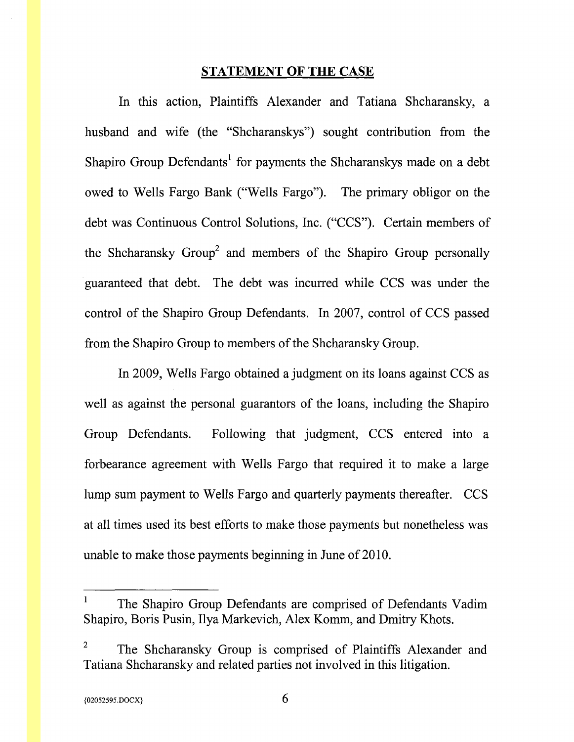## STATEMENT OF THE CASE

In this action, Plaintiffs Alexander and Tatiana Shcharansky, a husband and wife (the "Shcharanskys") sought contribution from the Shapiro Group Defendants[1] for payments the Shcharanskys made on a debt owed to Wells Fargo Bank ("Wells Fargo"). The primary obligor on the debt was Continuous Control Solutions, Inc. ("CCS"). Certain members of the Shcharansky Group[2] and members of the Shapiro Group personally guaranteed that debt. The debt was incurred while CCS was under the control of the Shapiro Group Defendants. In 2007, control of CCS passed from the Shapiro Group to members of the Shcharansky Group.

In 2009, Wells Fargo obtained a judgment on its loans against CCS as well as against the personal guarantors of the loans, including the Shapiro Group Defendants. Following that judgment, CCS entered into a forbearance agreement with Wells Fargo that required it to make a large lump sum payment to Wells Fargo and quarterly payments thereafter. CCS at all times used its best efforts to make those payments but nonetheless was unable to make those payments beginning in June of 2010.

---

[1] The Shapiro Group Defendants are comprised of Defendants Vadim Shapiro, Boris Pusin, Ilya Markevich, Alex Komm, and Dmitry Khots.

[2] The Shcharansky Group is comprised of Plaintiffs Alexander and Tatiana Shcharansky and related parties not involved in this litigation.

{02052595.DOCX}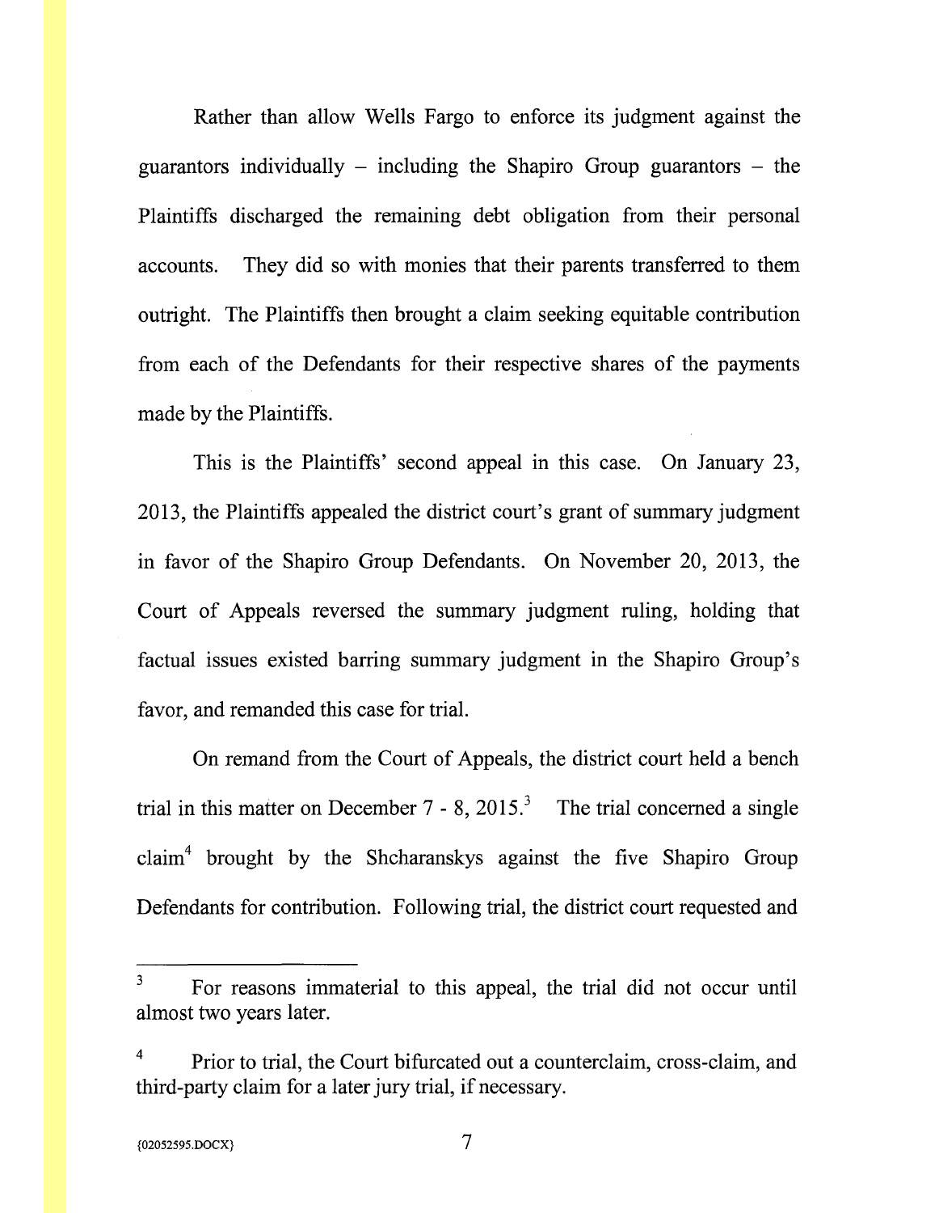Rather than allow Wells Fargo to enforce its judgment against the guarantors individually – including the Shapiro Group guarantors – the Plaintiffs discharged the remaining debt obligation from their personal accounts. They did so with monies that their parents transferred to them outright. The Plaintiffs then brought a claim seeking equitable contribution from each of the Defendants for their respective shares of the payments made by the Plaintiffs.

This is the Plaintiffs' second appeal in this case. On January 23, 2013, the Plaintiffs appealed the district court's grant of summary judgment in favor of the Shapiro Group Defendants. On November 20, 2013, the Court of Appeals reversed the summary judgment ruling, holding that factual issues existed barring summary judgment in the Shapiro Group's favor, and remanded this case for trial.

On remand from the Court of Appeals, the district court held a bench trial in this matter on December 7 - 8, 2015.[3] The trial concerned a single claim[4] brought by the Shcharanskys against the five Shapiro Group Defendants for contribution. Following trial, the district court requested and

---

[3] For reasons immaterial to this appeal, the trial did not occur until almost two years later.

[4] Prior to trial, the Court bifurcated out a counterclaim, cross-claim, and third-party claim for a later jury trial, if necessary.

{02052595.DOCX}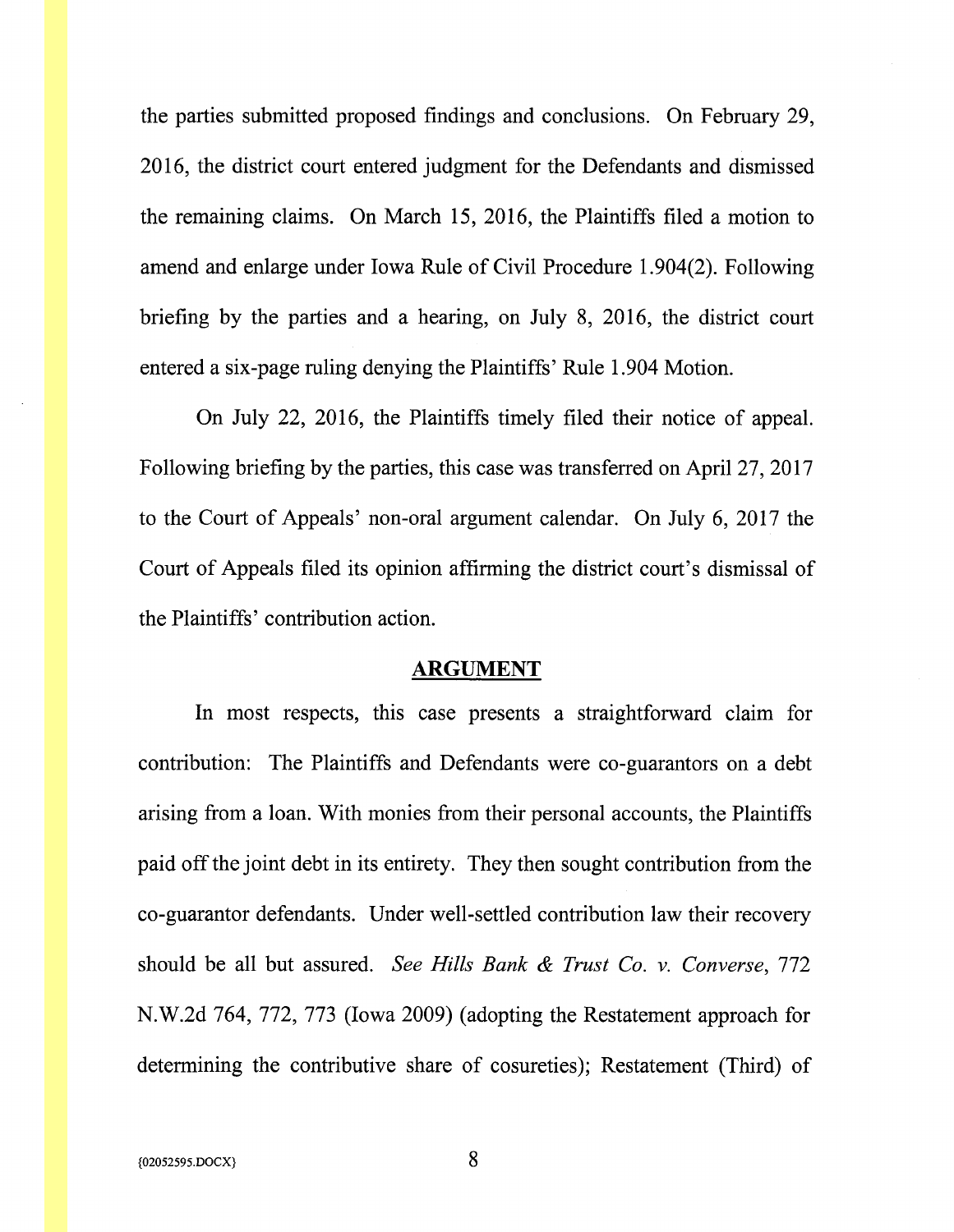the parties submitted proposed findings and conclusions. On February 29, 2016, the district court entered judgment for the Defendants and dismissed the remaining claims. On March 15, 2016, the Plaintiffs filed a motion to amend and enlarge under Iowa Rule of Civil Procedure 1.904(2). Following briefing by the parties and a hearing, on July 8, 2016, the district court entered a six-page ruling denying the Plaintiffs' Rule 1.904 Motion.

On July 22, 2016, the Plaintiffs timely filed their notice of appeal. Following briefing by the parties, this case was transferred on April 27, 2017 to the Court of Appeals' non-oral argument calendar. On July 6, 2017 the Court of Appeals filed its opinion affirming the district court's dismissal of the Plaintiffs' contribution action.

## ARGUMENT

In most respects, this case presents a straightforward claim for contribution: The Plaintiffs and Defendants were co-guarantors on a debt arising from a loan. With monies from their personal accounts, the Plaintiffs paid off the joint debt in its entirety. They then sought contribution from the co-guarantor defendants. Under well-settled contribution law their recovery should be all but assured. *See Hills Bank & Trust Co. v. Converse*, 772 N.W.2d 764, 772, 773 (Iowa 2009) (adopting the Restatement approach for determining the contributive share of cosureties); Restatement (Third) of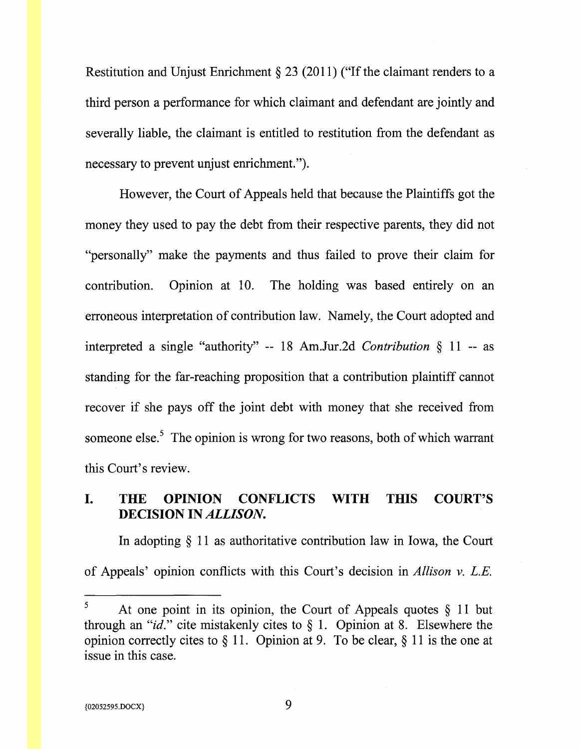Restitution and Unjust Enrichment § 23 (2011) ("If the claimant renders to a third person a performance for which claimant and defendant are jointly and severally liable, the claimant is entitled to restitution from the defendant as necessary to prevent unjust enrichment.").

However, the Court of Appeals held that because the Plaintiffs got the money they used to pay the debt from their respective parents, they did not "personally" make the payments and thus failed to prove their claim for contribution. Opinion at 10. The holding was based entirely on an erroneous interpretation of contribution law. Namely, the Court adopted and interpreted a single "authority" -- 18 Am.Jur.2d *Contribution* § 11 -- as standing for the far-reaching proposition that a contribution plaintiff cannot recover if she pays off the joint debt with money that she received from someone else.[5] The opinion is wrong for two reasons, both of which warrant this Court's review.

## I. THE OPINION CONFLICTS WITH THIS COURT'S DECISION IN *ALLISON*.

In adopting § 11 as authoritative contribution law in Iowa, the Court of Appeals' opinion conflicts with this Court's decision in *Allison v. L.E.*

---

[5] At one point in its opinion, the Court of Appeals quotes § 11 but through an "*id.*" cite mistakenly cites to § 1. Opinion at 8. Elsewhere the opinion correctly cites to § 11. Opinion at 9. To be clear, § 11 is the one at issue in this case.

{02052595.DOCX}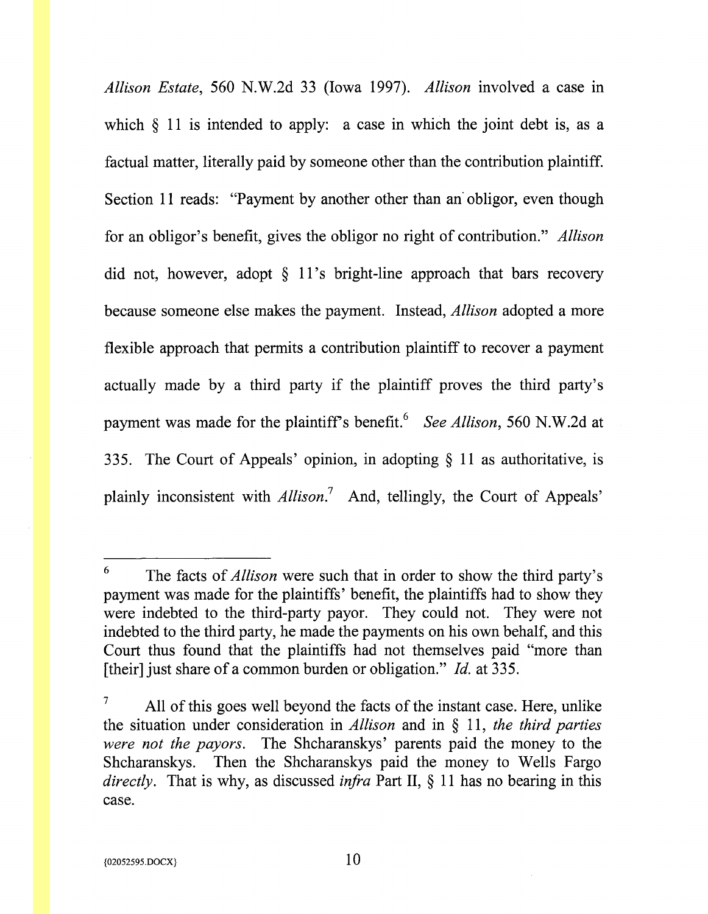*Allison Estate*, 560 N.W.2d 33 (Iowa 1997). *Allison* involved a case in which § 11 is intended to apply: a case in which the joint debt is, as a factual matter, literally paid by someone other than the contribution plaintiff. Section 11 reads: "Payment by another other than an obligor, even though for an obligor's benefit, gives the obligor no right of contribution." *Allison* did not, however, adopt § 11's bright-line approach that bars recovery because someone else makes the payment. Instead, *Allison* adopted a more flexible approach that permits a contribution plaintiff to recover a payment actually made by a third party if the plaintiff proves the third party's payment was made for the plaintiff's benefit.[6] *See Allison*, 560 N.W.2d at 335. The Court of Appeals' opinion, in adopting § 11 as authoritative, is plainly inconsistent with *Allison*.[7] And, tellingly, the Court of Appeals'

---

[6] The facts of *Allison* were such that in order to show the third party's payment was made for the plaintiffs' benefit, the plaintiffs had to show they were indebted to the third-party payor. They could not. They were not indebted to the third party, he made the payments on his own behalf, and this Court thus found that the plaintiffs had not themselves paid "more than [their] just share of a common burden or obligation." *Id.* at 335.

[7] All of this goes well beyond the facts of the instant case. Here, unlike the situation under consideration in *Allison* and in § 11, *the third parties were not the payors*. The Shcharanskys' parents paid the money to the Shcharanskys. Then the Shcharanskys paid the money to Wells Fargo *directly*. That is why, as discussed *infra* Part II, § 11 has no bearing in this case.

{02052595.DOCX}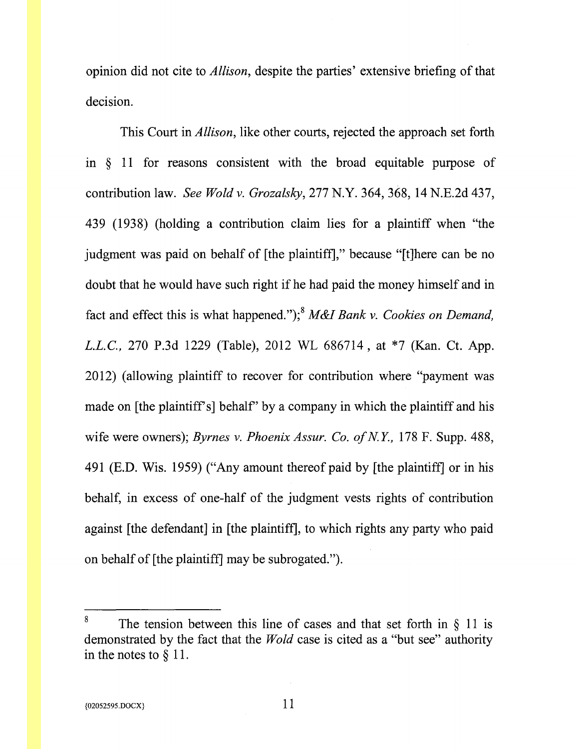opinion did not cite to *Allison*, despite the parties' extensive briefing of that decision.

This Court in *Allison*, like other courts, rejected the approach set forth in § 11 for reasons consistent with the broad equitable purpose of contribution law. *See Wold v. Grozalsky*, 277 N.Y. 364, 368, 14 N.E.2d 437, 439 (1938) (holding a contribution claim lies for a plaintiff when "the judgment was paid on behalf of [the plaintiff]," because "[t]here can be no doubt that he would have such right if he had paid the money himself and in fact and effect this is what happened.");[8] *M&I Bank v. Cookies on Demand, L.L.C.*, 270 P.3d 1229 (Table), 2012 WL 686714 , at *7 (Kan. Ct. App. 2012) (allowing plaintiff to recover for contribution where "payment was made on [the plaintiff's] behalf" by a company in which the plaintiff and his wife were owners); *Byrnes v. Phoenix Assur. Co. of N.Y.*, 178 F. Supp. 488, 491 (E.D. Wis. 1959) ("Any amount thereof paid by [the plaintiff] or in his behalf, in excess of one-half of the judgment vests rights of contribution against [the defendant] in [the plaintiff], to which rights any party who paid on behalf of [the plaintiff] may be subrogated.").

---

[8] The tension between this line of cases and that set forth in § 11 is demonstrated by the fact that the *Wold* case is cited as a "but see" authority in the notes to § 11.

{02052595.DOCX}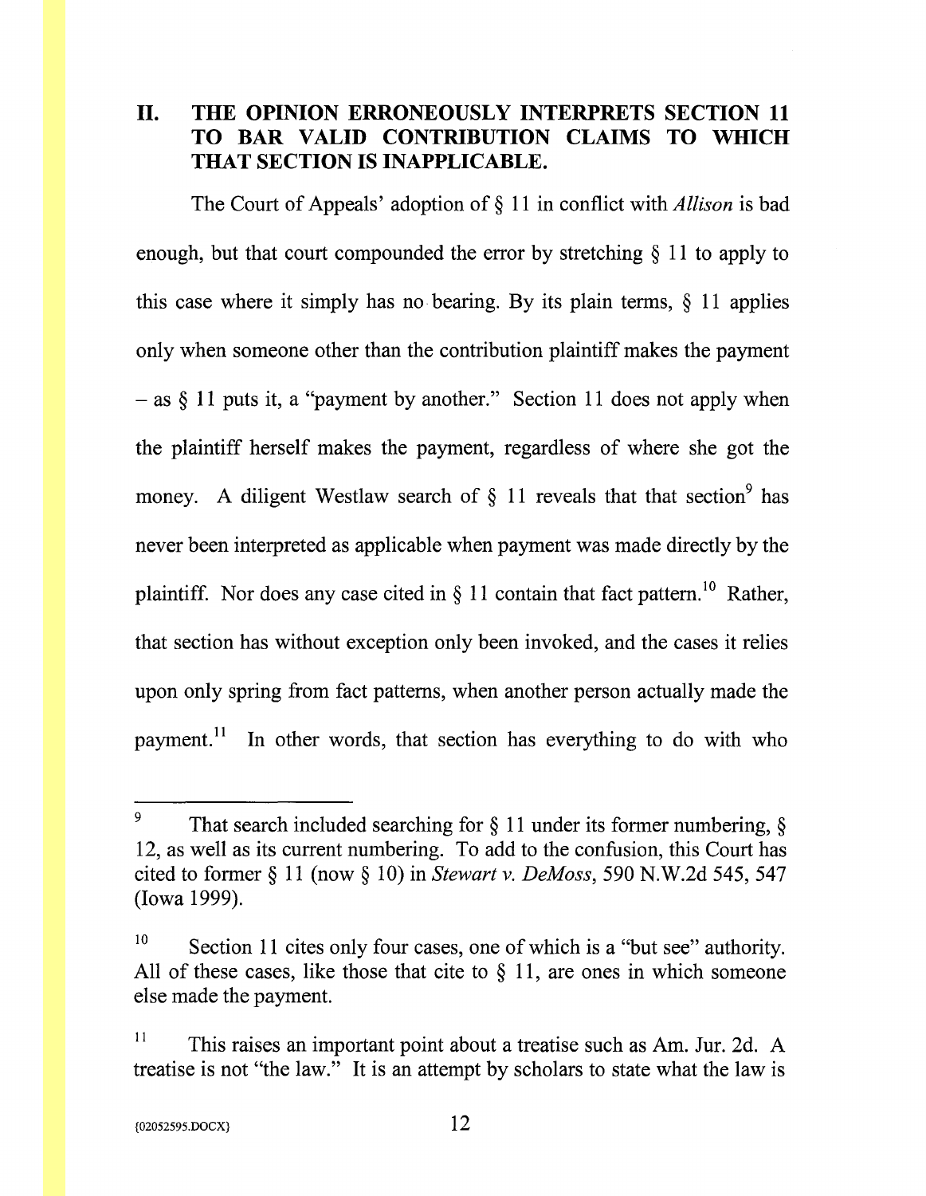## II. THE OPINION ERRONEOUSLY INTERPRETS SECTION 11 TO BAR VALID CONTRIBUTION CLAIMS TO WHICH THAT SECTION IS INAPPLICABLE.

The Court of Appeals' adoption of § 11 in conflict with *Allison* is bad enough, but that court compounded the error by stretching § 11 to apply to this case where it simply has no bearing. By its plain terms, § 11 applies only when someone other than the contribution plaintiff makes the payment – as § 11 puts it, a "payment by another." Section 11 does not apply when the plaintiff herself makes the payment, regardless of where she got the money. A diligent Westlaw search of § 11 reveals that that section[9] has never been interpreted as applicable when payment was made directly by the plaintiff. Nor does any case cited in § 11 contain that fact pattern.[10] Rather, that section has without exception only been invoked, and the cases it relies upon only spring from fact patterns, when another person actually made the payment.[11] In other words, that section has everything to do with who

---

[9] That search included searching for § 11 under its former numbering, § 12, as well as its current numbering. To add to the confusion, this Court has cited to former § 11 (now § 10) in *Stewart v. DeMoss*, 590 N.W.2d 545, 547 (Iowa 1999).

[10] Section 11 cites only four cases, one of which is a "but see" authority. All of these cases, like those that cite to § 11, are ones in which someone else made the payment.

[11] This raises an important point about a treatise such as Am. Jur. 2d. A treatise is not "the law." It is an attempt by scholars to state what the law is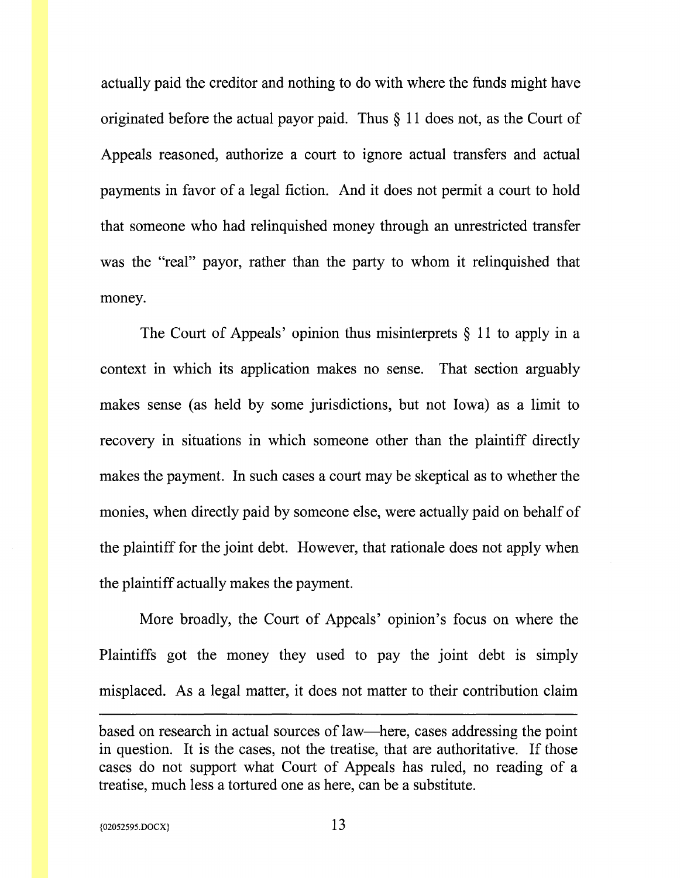actually paid the creditor and nothing to do with where the funds might have originated before the actual payor paid. Thus § 11 does not, as the Court of Appeals reasoned, authorize a court to ignore actual transfers and actual payments in favor of a legal fiction. And it does not permit a court to hold that someone who had relinquished money through an unrestricted transfer was the "real" payor, rather than the party to whom it relinquished that money.

The Court of Appeals' opinion thus misinterprets § 11 to apply in a context in which its application makes no sense. That section arguably makes sense (as held by some jurisdictions, but not Iowa) as a limit to recovery in situations in which someone other than the plaintiff directly makes the payment. In such cases a court may be skeptical as to whether the monies, when directly paid by someone else, were actually paid on behalf of the plaintiff for the joint debt. However, that rationale does not apply when the plaintiff actually makes the payment.

More broadly, the Court of Appeals' opinion's focus on where the Plaintiffs got the money they used to pay the joint debt is simply misplaced. As a legal matter, it does not matter to their contribution claim

---

based on research in actual sources of law—here, cases addressing the point in question. It is the cases, not the treatise, that are authoritative. If those cases do not support what Court of Appeals has ruled, no reading of a treatise, much less a tortured one as here, can be a substitute.

{02052595.DOCX}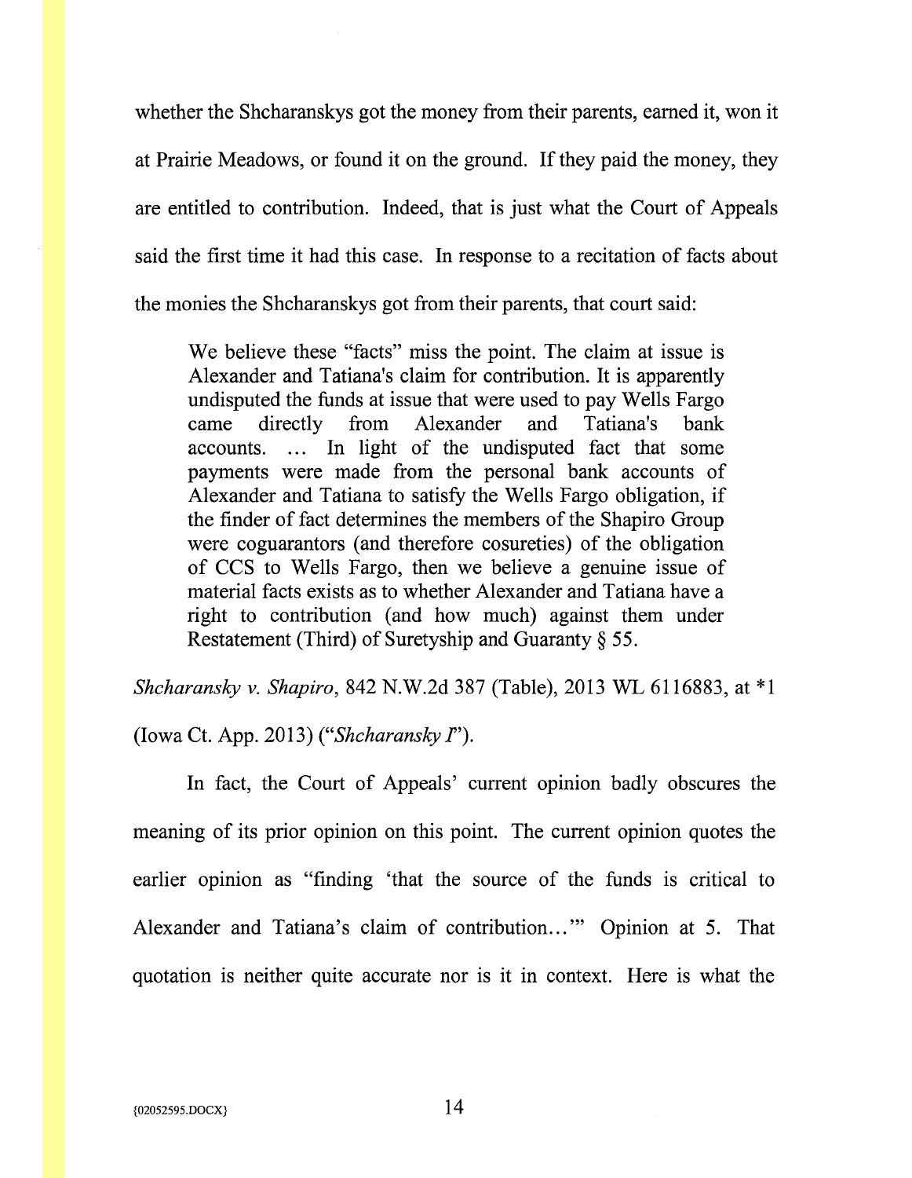whether the Shcharanskys got the money from their parents, earned it, won it at Prairie Meadows, or found it on the ground. If they paid the money, they are entitled to contribution. Indeed, that is just what the Court of Appeals said the first time it had this case. In response to a recitation of facts about the monies the Shcharanskys got from their parents, that court said:

> We believe these "facts" miss the point. The claim at issue is Alexander and Tatiana's claim for contribution. It is apparently undisputed the funds at issue that were used to pay Wells Fargo came directly from Alexander and Tatiana's bank accounts. ... In light of the undisputed fact that some payments were made from the personal bank accounts of Alexander and Tatiana to satisfy the Wells Fargo obligation, if the finder of fact determines the members of the Shapiro Group were coguarantors (and therefore cosureties) of the obligation of CCS to Wells Fargo, then we believe a genuine issue of material facts exists as to whether Alexander and Tatiana have a right to contribution (and how much) against them under Restatement (Third) of Suretyship and Guaranty § 55.

*Shcharansky v. Shapiro*, 842 N.W.2d 387 (Table), 2013 WL 6116883, at *1 (Iowa Ct. App. 2013) ("*Shcharansky I*").

In fact, the Court of Appeals' current opinion badly obscures the meaning of its prior opinion on this point. The current opinion quotes the earlier opinion as "finding 'that the source of the funds is critical to Alexander and Tatiana's claim of contribution...'" Opinion at 5. That quotation is neither quite accurate nor is it in context. Here is what the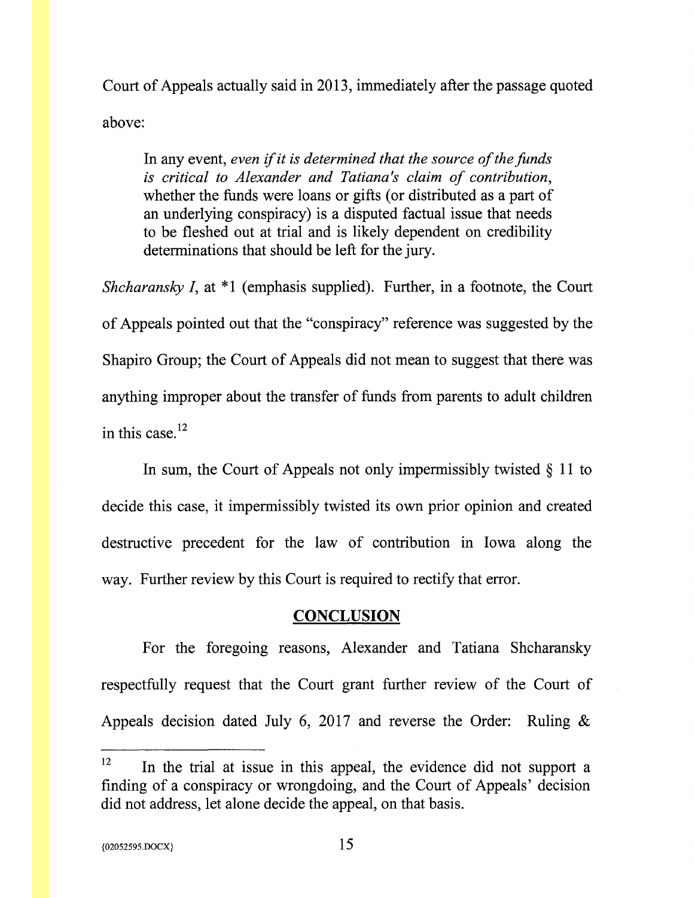Court of Appeals actually said in 2013, immediately after the passage quoted above:

> In any event, *even if it is determined that the source of the funds is critical to Alexander and Tatiana's claim of contribution*, whether the funds were loans or gifts (or distributed as a part of an underlying conspiracy) is a disputed factual issue that needs to be fleshed out at trial and is likely dependent on credibility determinations that should be left for the jury.

*Shcharansky I*, at *1 (emphasis supplied). Further, in a footnote, the Court of Appeals pointed out that the "conspiracy" reference was suggested by the Shapiro Group; the Court of Appeals did not mean to suggest that there was anything improper about the transfer of funds from parents to adult children in this case.[12]

In sum, the Court of Appeals not only impermissibly twisted § 11 to decide this case, it impermissibly twisted its own prior opinion and created destructive precedent for the law of contribution in Iowa along the way. Further review by this Court is required to rectify that error.

## CONCLUSION

For the foregoing reasons, Alexander and Tatiana Shcharansky respectfully request that the Court grant further review of the Court of Appeals decision dated July 6, 2017 and reverse the Order: Ruling &

---

[12] In the trial at issue in this appeal, the evidence did not support a finding of a conspiracy or wrongdoing, and the Court of Appeals' decision did not address, let alone decide the appeal, on that basis.

{02052595.DOCX}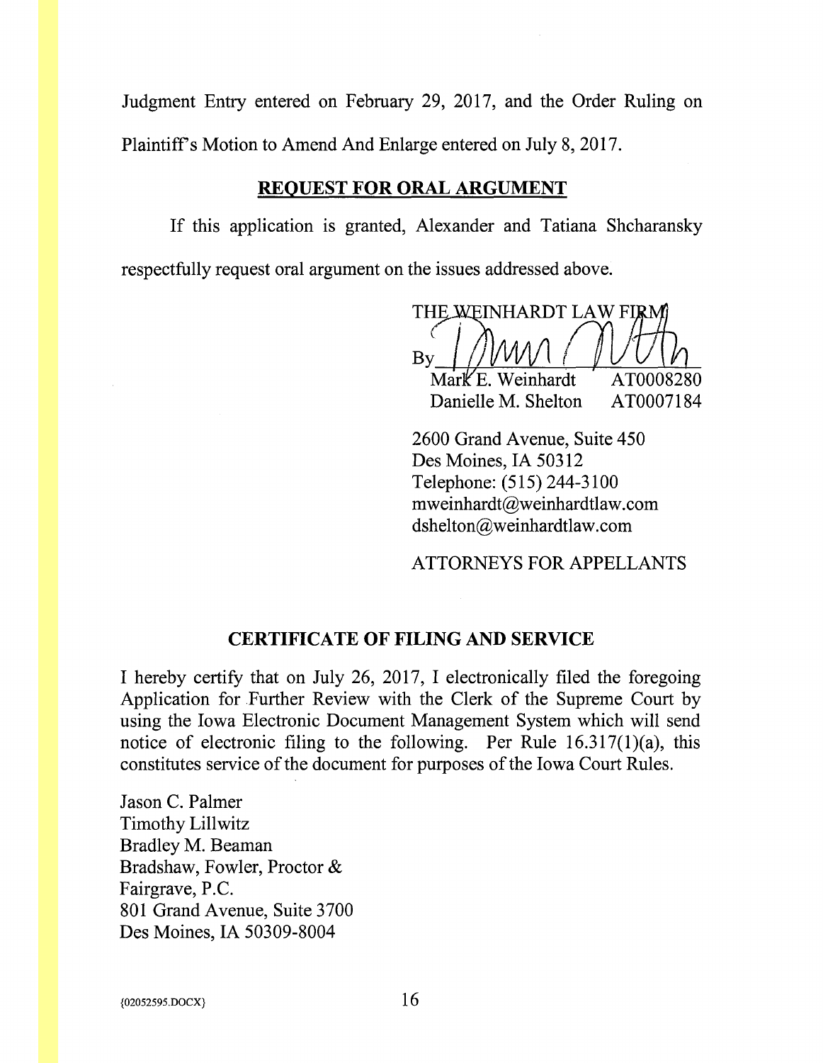Judgment Entry entered on February 29, 2017, and the Order Ruling on Plaintiff's Motion to Amend And Enlarge entered on July 8, 2017.

## REQUEST FOR ORAL ARGUMENT

If this application is granted, Alexander and Tatiana Shcharansky respectfully request oral argument on the issues addressed above.

THE WEINHARDT LAW FIRM

By______________________
Mark E. Weinhardt AT0008280
Danielle M. Shelton AT0007184

2600 Grand Avenue, Suite 450
Des Moines, IA 50312
Telephone: (515) 244-3100
mweinhardt@weinhardtlaw.com
dshelton@weinhardtlaw.com

ATTORNEYS FOR APPELLANTS

## CERTIFICATE OF FILING AND SERVICE

I hereby certify that on July 26, 2017, I electronically filed the foregoing Application for Further Review with the Clerk of the Supreme Court by using the Iowa Electronic Document Management System which will send notice of electronic filing to the following. Per Rule 16.317(1)(a), this constitutes service of the document for purposes of the Iowa Court Rules.

Jason C. Palmer
Timothy Lillwitz
Bradley M. Beaman
Bradshaw, Fowler, Proctor & Fairgrave, P.C.
801 Grand Avenue, Suite 3700
Des Moines, IA 50309-8004

{02052595.DOCX}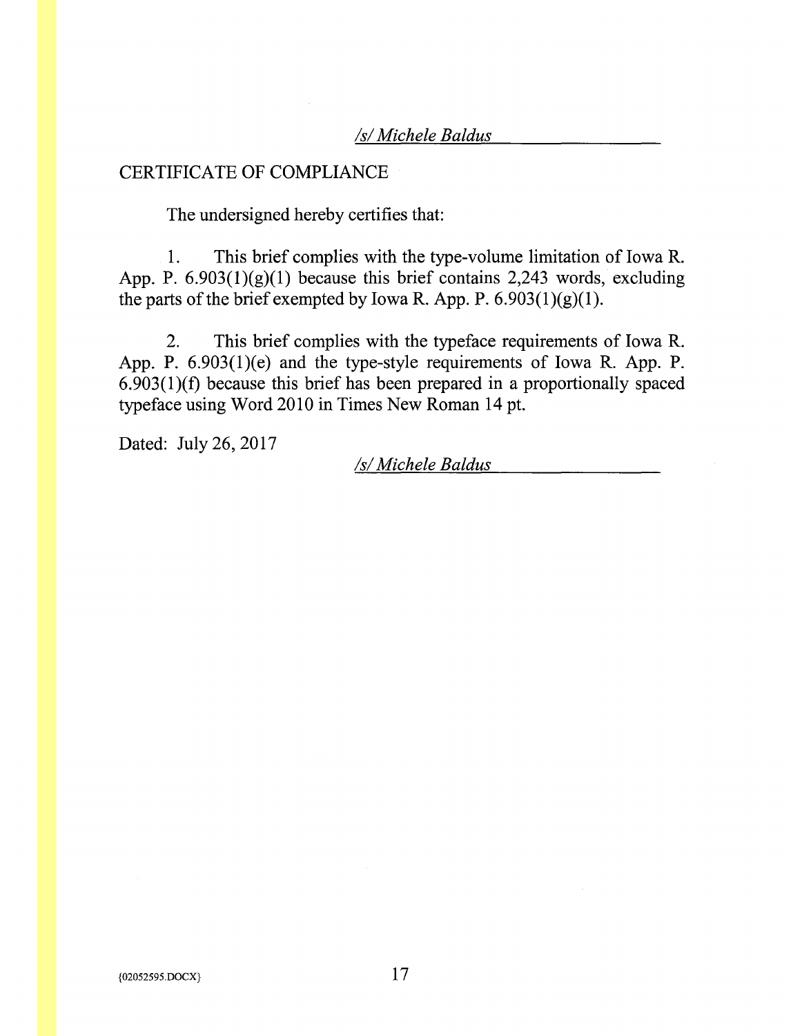*/s/ Michele Baldus*

CERTIFICATE OF COMPLIANCE

The undersigned hereby certifies that:

1. This brief complies with the type-volume limitation of Iowa R. App. P. 6.903(1)(g)(1) because this brief contains 2,243 words, excluding the parts of the brief exempted by Iowa R. App. P. 6.903(1)(g)(1).

2. This brief complies with the typeface requirements of Iowa R. App. P. 6.903(1)(e) and the type-style requirements of Iowa R. App. P. 6.903(1)(f) because this brief has been prepared in a proportionally spaced typeface using Word 2010 in Times New Roman 14 pt.

Dated: July 26, 2017

*/s/ Michele Baldus*

{02052595.DOCX}